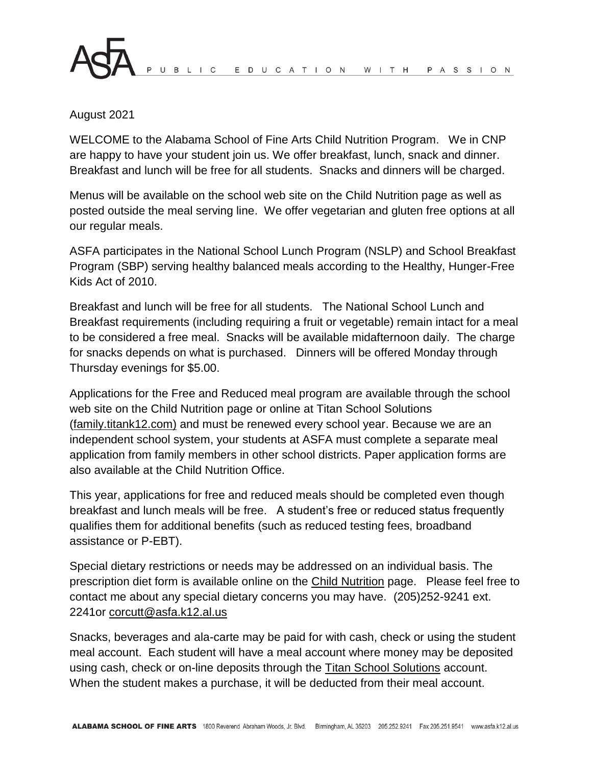August 2021

WELCOME to the Alabama School of Fine Arts Child Nutrition Program. We in CNP are happy to have your student join us. We offer breakfast, lunch, snack and dinner. Breakfast and lunch will be free for all students. Snacks and dinners will be charged.

Menus will be available on the school web site on the Child Nutrition page as well as posted outside the meal serving line. We offer vegetarian and gluten free options at all our regular meals.

ASFA participates in the National School Lunch Program (NSLP) and School Breakfast Program (SBP) serving healthy balanced meals according to the Healthy, Hunger-Free Kids Act of 2010.

Breakfast and lunch will be free for all students. The National School Lunch and Breakfast requirements (including requiring a fruit or vegetable) remain intact for a meal to be considered a free meal. Snacks will be available midafternoon daily. The charge for snacks depends on what is purchased. Dinners will be offered Monday through Thursday evenings for $5.00.

Applications for the Free and Reduced meal program are available through the school web site on the Child Nutrition page or online at Titan School Solutions (family.titank12.com) and must be renewed every school year. Because we are an independent school system, your students at ASFA must complete a separate meal application from family members in other school districts. Paper application forms are also available at the Child Nutrition Office.

This year, applications for free and reduced meals should be completed even though breakfast and lunch meals will be free. A student's free or reduced status frequently qualifies them for additional benefits (such as reduced testing fees, broadband assistance or P-EBT).

Special dietary restrictions or needs may be addressed on an individual basis. The prescription diet form is available online on the Child Nutrition page. Please feel free to contact me about any special dietary concerns you may have. (205)252-9241 ext. 2241or corcutt@asfa.k12.al.us

Snacks, beverages and ala-carte may be paid for with cash, check or using the student meal account. Each student will have a meal account where money may be deposited using cash, check or on-line deposits through the Titan School Solutions account. When the student makes a purchase, it will be deducted from their meal account.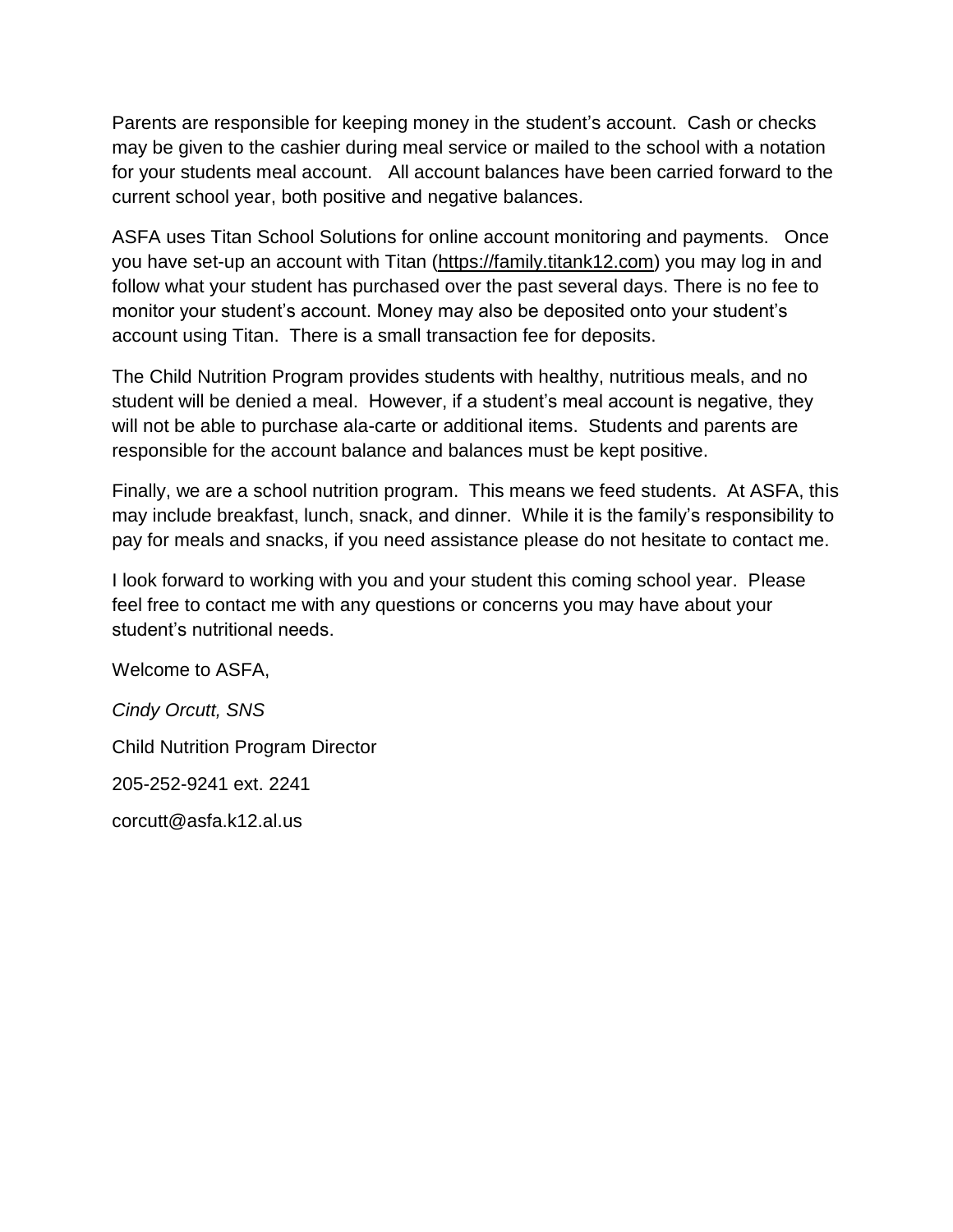Parents are responsible for keeping money in the student's account. Cash or checks may be given to the cashier during meal service or mailed to the school with a notation for your students meal account. All account balances have been carried forward to the current school year, both positive and negative balances.

ASFA uses Titan School Solutions for online account monitoring and payments. Once you have set-up an account with Titan (https://family.titank12.com) you may log in and follow what your student has purchased over the past several days. There is no fee to monitor your student's account. Money may also be deposited onto your student's account using Titan. There is a small transaction fee for deposits.

The Child Nutrition Program provides students with healthy, nutritious meals, and no student will be denied a meal. However, if a student's meal account is negative, they will not be able to purchase ala-carte or additional items. Students and parents are responsible for the account balance and balances must be kept positive.

Finally, we are a school nutrition program. This means we feed students. At ASFA, this may include breakfast, lunch, snack, and dinner. While it is the family's responsibility to pay for meals and snacks, if you need assistance please do not hesitate to contact me.

I look forward to working with you and your student this coming school year. Please feel free to contact me with any questions or concerns you may have about your student's nutritional needs.

Welcome to ASFA,

*Cindy Orcutt, SNS*

Child Nutrition Program Director

205-252-9241 ext. 2241

corcutt@asfa.k12.al.us